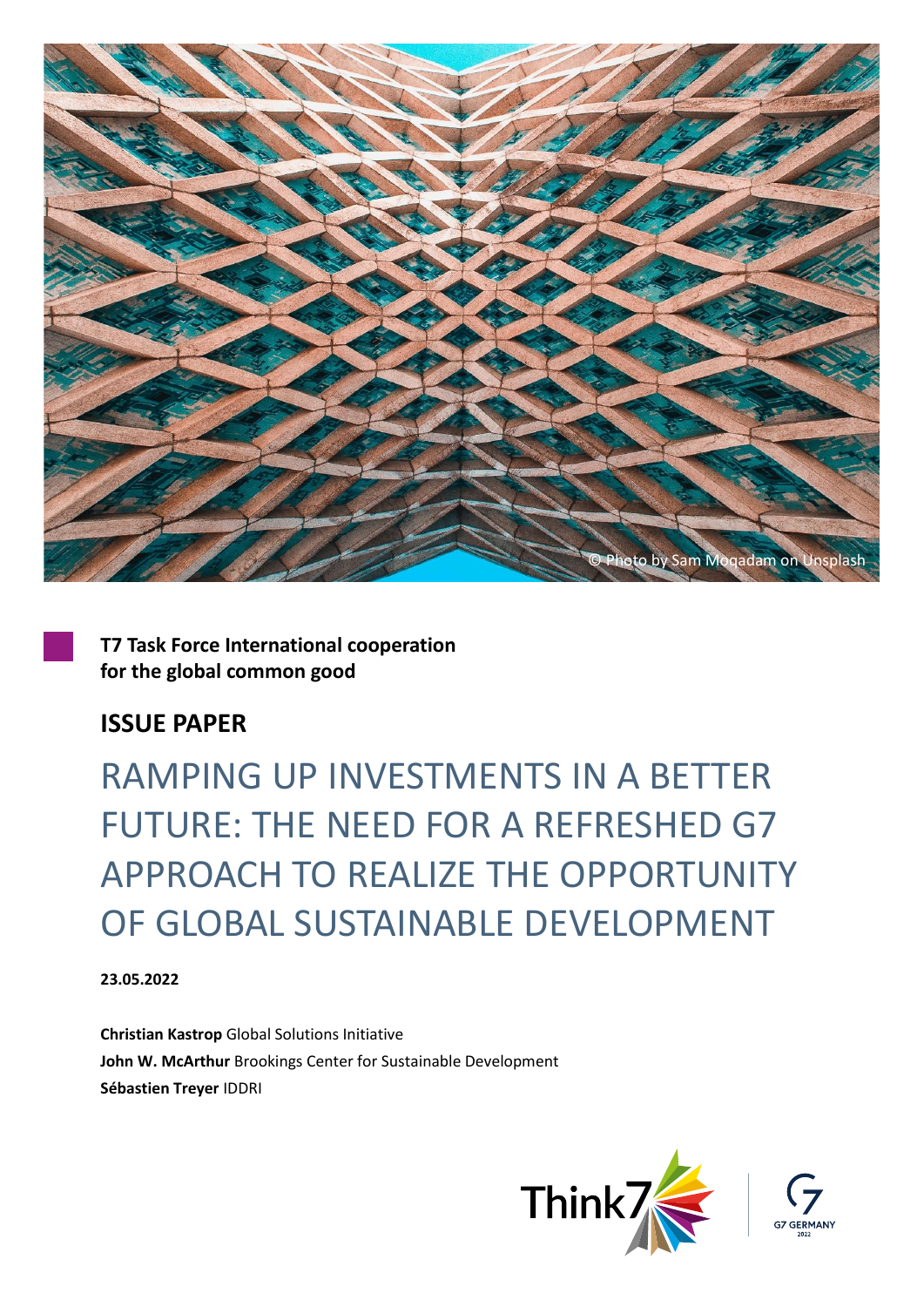© Photo by Sam Moqadam on Unsplash

**T7 Task Force International cooperation for the global common good**

## ISSUE PAPER

# RAMPING UP INVESTMENTS IN A BETTER FUTURE: THE NEED FOR A REFRESHED G7 APPROACH TO REALIZE THE OPPORTUNITY OF GLOBAL SUSTAINABLE DEVELOPMENT

**23.05.2022**

**Christian Kastrop** Global Solutions Initiative
**John W. McArthur** Brookings Center for Sustainable Development
**Sébastien Treyer** IDDRI

Think7

G7 GERMANY 2022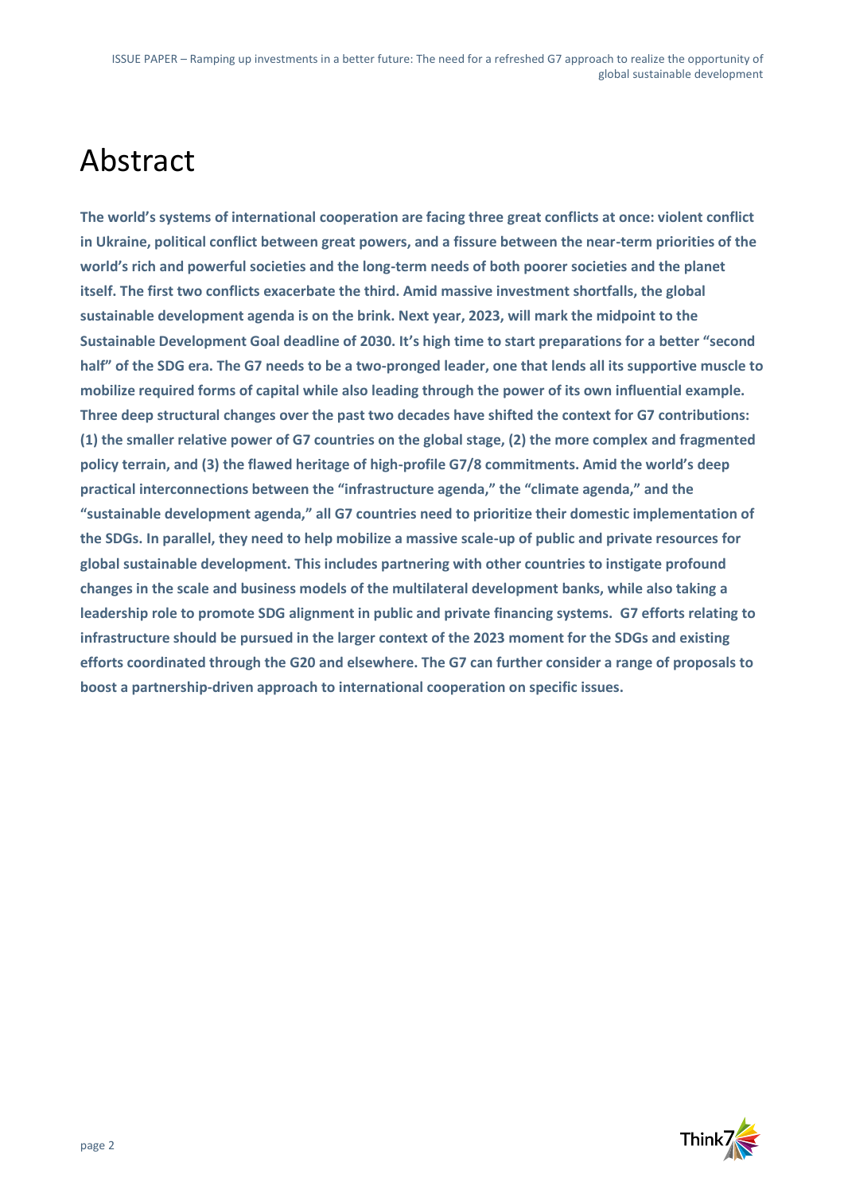# Abstract

**The world's systems of international cooperation are facing three great conflicts at once: violent conflict in Ukraine, political conflict between great powers, and a fissure between the near-term priorities of the world's rich and powerful societies and the long-term needs of both poorer societies and the planet itself. The first two conflicts exacerbate the third. Amid massive investment shortfalls, the global sustainable development agenda is on the brink. Next year, 2023, will mark the midpoint to the Sustainable Development Goal deadline of 2030. It's high time to start preparations for a better "second half" of the SDG era. The G7 needs to be a two-pronged leader, one that lends all its supportive muscle to mobilize required forms of capital while also leading through the power of its own influential example. Three deep structural changes over the past two decades have shifted the context for G7 contributions: (1) the smaller relative power of G7 countries on the global stage, (2) the more complex and fragmented policy terrain, and (3) the flawed heritage of high-profile G7/8 commitments. Amid the world's deep practical interconnections between the "infrastructure agenda," the "climate agenda," and the "sustainable development agenda," all G7 countries need to prioritize their domestic implementation of the SDGs. In parallel, they need to help mobilize a massive scale-up of public and private resources for global sustainable development. This includes partnering with other countries to instigate profound changes in the scale and business models of the multilateral development banks, while also taking a leadership role to promote SDG alignment in public and private financing systems. G7 efforts relating to infrastructure should be pursued in the larger context of the 2023 moment for the SDGs and existing efforts coordinated through the G20 and elsewhere. The G7 can further consider a range of proposals to boost a partnership-driven approach to international cooperation on specific issues.**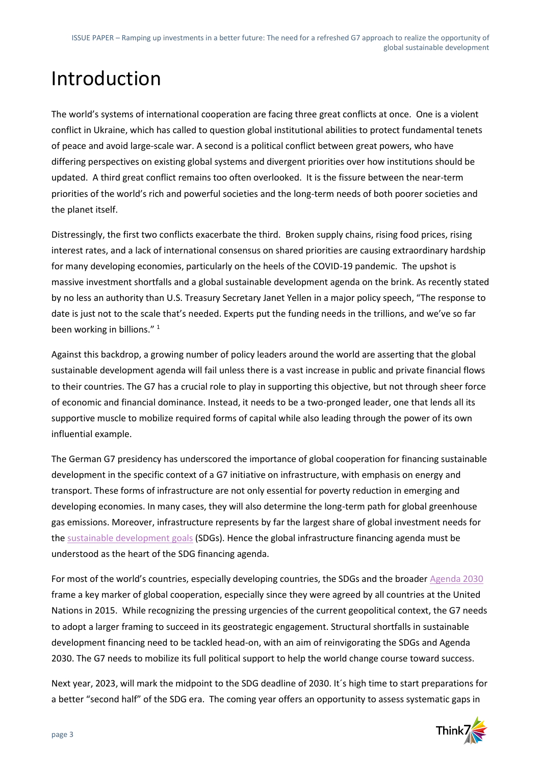# Introduction

The world's systems of international cooperation are facing three great conflicts at once. One is a violent conflict in Ukraine, which has called to question global institutional abilities to protect fundamental tenets of peace and avoid large-scale war. A second is a political conflict between great powers, who have differing perspectives on existing global systems and divergent priorities over how institutions should be updated. A third great conflict remains too often overlooked. It is the fissure between the near-term priorities of the world's rich and powerful societies and the long-term needs of both poorer societies and the planet itself.

Distressingly, the first two conflicts exacerbate the third. Broken supply chains, rising food prices, rising interest rates, and a lack of international consensus on shared priorities are causing extraordinary hardship for many developing economies, particularly on the heels of the COVID-19 pandemic. The upshot is massive investment shortfalls and a global sustainable development agenda on the brink. As recently stated by no less an authority than U.S. Treasury Secretary Janet Yellen in a major policy speech, "The response to date is just not to the scale that's needed. Experts put the funding needs in the trillions, and we've so far been working in billions." [1]

Against this backdrop, a growing number of policy leaders around the world are asserting that the global sustainable development agenda will fail unless there is a vast increase in public and private financial flows to their countries. The G7 has a crucial role to play in supporting this objective, but not through sheer force of economic and financial dominance. Instead, it needs to be a two-pronged leader, one that lends all its supportive muscle to mobilize required forms of capital while also leading through the power of its own influential example.

The German G7 presidency has underscored the importance of global cooperation for financing sustainable development in the specific context of a G7 initiative on infrastructure, with emphasis on energy and transport. These forms of infrastructure are not only essential for poverty reduction in emerging and developing economies. In many cases, they will also determine the long-term path for global greenhouse gas emissions. Moreover, infrastructure represents by far the largest share of global investment needs for the sustainable development goals (SDGs). Hence the global infrastructure financing agenda must be understood as the heart of the SDG financing agenda.

For most of the world's countries, especially developing countries, the SDGs and the broader Agenda 2030 frame a key marker of global cooperation, especially since they were agreed by all countries at the United Nations in 2015. While recognizing the pressing urgencies of the current geopolitical context, the G7 needs to adopt a larger framing to succeed in its geostrategic engagement. Structural shortfalls in sustainable development financing need to be tackled head-on, with an aim of reinvigorating the SDGs and Agenda 2030. The G7 needs to mobilize its full political support to help the world change course toward success.

Next year, 2023, will mark the midpoint to the SDG deadline of 2030. It´s high time to start preparations for a better "second half" of the SDG era. The coming year offers an opportunity to assess systematic gaps in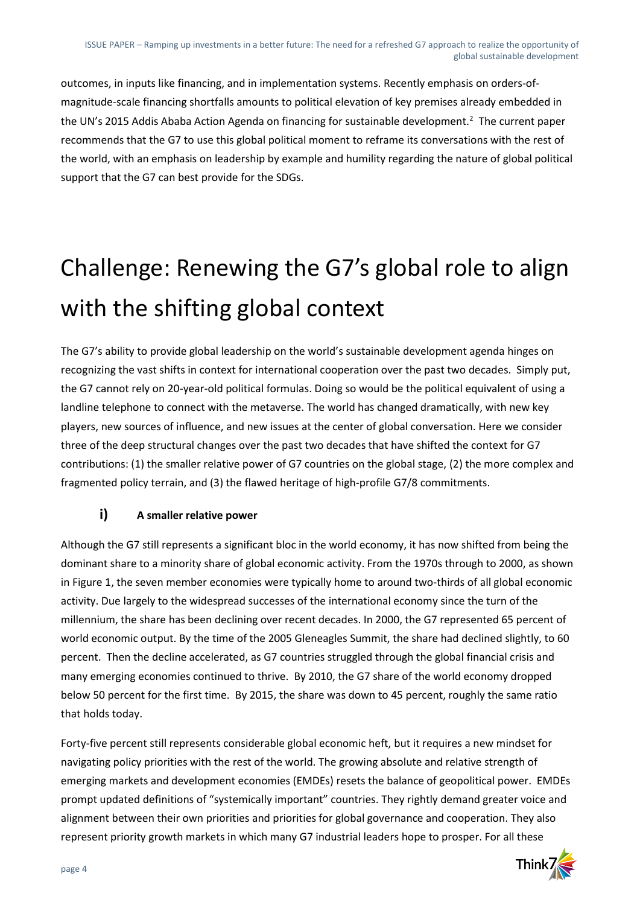outcomes, in inputs like financing, and in implementation systems. Recently emphasis on orders-of-magnitude-scale financing shortfalls amounts to political elevation of key premises already embedded in the UN's 2015 Addis Ababa Action Agenda on financing for sustainable development.[2] The current paper recommends that the G7 to use this global political moment to reframe its conversations with the rest of the world, with an emphasis on leadership by example and humility regarding the nature of global political support that the G7 can best provide for the SDGs.

# Challenge: Renewing the G7's global role to align with the shifting global context

The G7's ability to provide global leadership on the world's sustainable development agenda hinges on recognizing the vast shifts in context for international cooperation over the past two decades. Simply put, the G7 cannot rely on 20-year-old political formulas. Doing so would be the political equivalent of using a landline telephone to connect with the metaverse. The world has changed dramatically, with new key players, new sources of influence, and new issues at the center of global conversation. Here we consider three of the deep structural changes over the past two decades that have shifted the context for G7 contributions: (1) the smaller relative power of G7 countries on the global stage, (2) the more complex and fragmented policy terrain, and (3) the flawed heritage of high-profile G7/8 commitments.

### i) A smaller relative power

Although the G7 still represents a significant bloc in the world economy, it has now shifted from being the dominant share to a minority share of global economic activity. From the 1970s through to 2000, as shown in Figure 1, the seven member economies were typically home to around two-thirds of all global economic activity. Due largely to the widespread successes of the international economy since the turn of the millennium, the share has been declining over recent decades. In 2000, the G7 represented 65 percent of world economic output. By the time of the 2005 Gleneagles Summit, the share had declined slightly, to 60 percent. Then the decline accelerated, as G7 countries struggled through the global financial crisis and many emerging economies continued to thrive. By 2010, the G7 share of the world economy dropped below 50 percent for the first time. By 2015, the share was down to 45 percent, roughly the same ratio that holds today.

Forty-five percent still represents considerable global economic heft, but it requires a new mindset for navigating policy priorities with the rest of the world. The growing absolute and relative strength of emerging markets and development economies (EMDEs) resets the balance of geopolitical power. EMDEs prompt updated definitions of "systemically important" countries. They rightly demand greater voice and alignment between their own priorities and priorities for global governance and cooperation. They also represent priority growth markets in which many G7 industrial leaders hope to prosper. For all these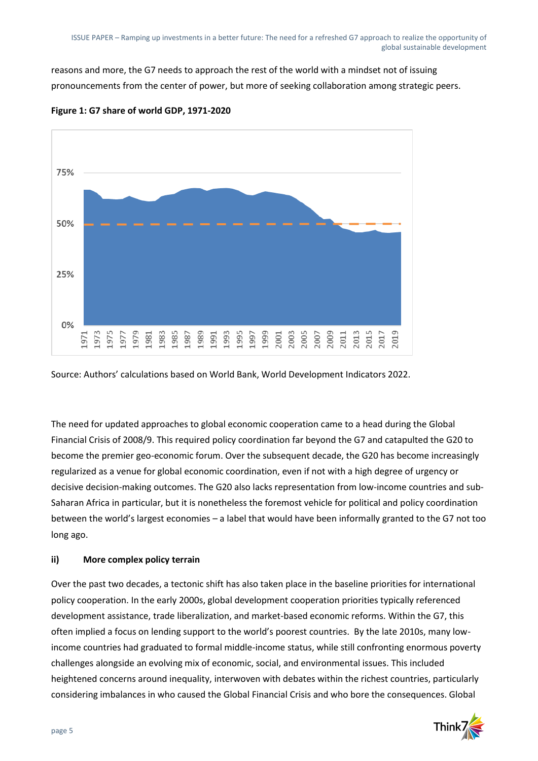reasons and more, the G7 needs to approach the rest of the world with a mindset not of issuing pronouncements from the center of power, but more of seeking collaboration among strategic peers.

**Figure 1: G7 share of world GDP, 1971-2020**

Source: Authors' calculations based on World Bank, World Development Indicators 2022.

The need for updated approaches to global economic cooperation came to a head during the Global Financial Crisis of 2008/9. This required policy coordination far beyond the G7 and catapulted the G20 to become the premier geo-economic forum. Over the subsequent decade, the G20 has become increasingly regularized as a venue for global economic coordination, even if not with a high degree of urgency or decisive decision-making outcomes. The G20 also lacks representation from low-income countries and sub-Saharan Africa in particular, but it is nonetheless the foremost vehicle for political and policy coordination between the world's largest economies – a label that would have been informally granted to the G7 not too long ago.

#### ii) More complex policy terrain

Over the past two decades, a tectonic shift has also taken place in the baseline priorities for international policy cooperation. In the early 2000s, global development cooperation priorities typically referenced development assistance, trade liberalization, and market-based economic reforms. Within the G7, this often implied a focus on lending support to the world's poorest countries. By the late 2010s, many low-income countries had graduated to formal middle-income status, while still confronting enormous poverty challenges alongside an evolving mix of economic, social, and environmental issues. This included heightened concerns around inequality, interwoven with debates within the richest countries, particularly considering imbalances in who caused the Global Financial Crisis and who bore the consequences. Global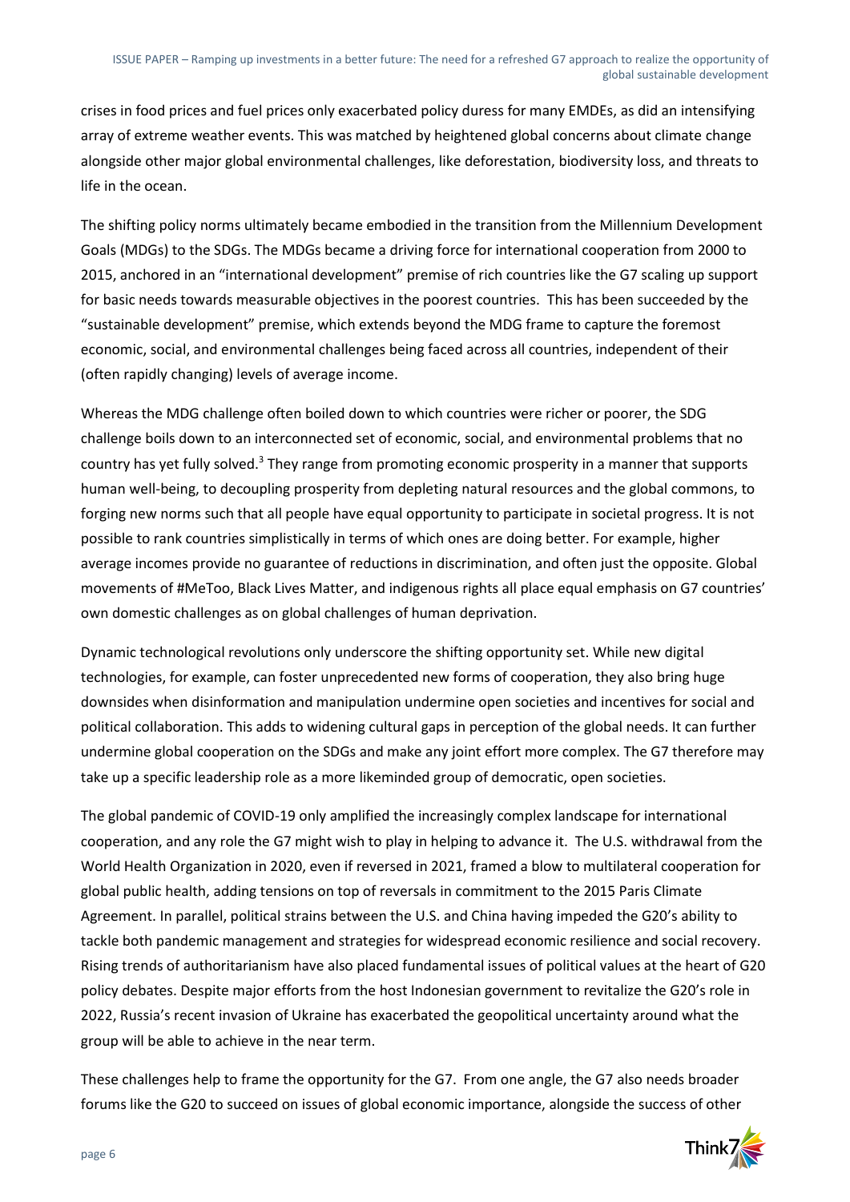crises in food prices and fuel prices only exacerbated policy duress for many EMDEs, as did an intensifying array of extreme weather events. This was matched by heightened global concerns about climate change alongside other major global environmental challenges, like deforestation, biodiversity loss, and threats to life in the ocean.

The shifting policy norms ultimately became embodied in the transition from the Millennium Development Goals (MDGs) to the SDGs. The MDGs became a driving force for international cooperation from 2000 to 2015, anchored in an "international development" premise of rich countries like the G7 scaling up support for basic needs towards measurable objectives in the poorest countries. This has been succeeded by the "sustainable development" premise, which extends beyond the MDG frame to capture the foremost economic, social, and environmental challenges being faced across all countries, independent of their (often rapidly changing) levels of average income.

Whereas the MDG challenge often boiled down to which countries were richer or poorer, the SDG challenge boils down to an interconnected set of economic, social, and environmental problems that no country has yet fully solved.[3] They range from promoting economic prosperity in a manner that supports human well-being, to decoupling prosperity from depleting natural resources and the global commons, to forging new norms such that all people have equal opportunity to participate in societal progress. It is not possible to rank countries simplistically in terms of which ones are doing better. For example, higher average incomes provide no guarantee of reductions in discrimination, and often just the opposite. Global movements of #MeToo, Black Lives Matter, and indigenous rights all place equal emphasis on G7 countries' own domestic challenges as on global challenges of human deprivation.

Dynamic technological revolutions only underscore the shifting opportunity set. While new digital technologies, for example, can foster unprecedented new forms of cooperation, they also bring huge downsides when disinformation and manipulation undermine open societies and incentives for social and political collaboration. This adds to widening cultural gaps in perception of the global needs. It can further undermine global cooperation on the SDGs and make any joint effort more complex. The G7 therefore may take up a specific leadership role as a more likeminded group of democratic, open societies.

The global pandemic of COVID-19 only amplified the increasingly complex landscape for international cooperation, and any role the G7 might wish to play in helping to advance it. The U.S. withdrawal from the World Health Organization in 2020, even if reversed in 2021, framed a blow to multilateral cooperation for global public health, adding tensions on top of reversals in commitment to the 2015 Paris Climate Agreement. In parallel, political strains between the U.S. and China having impeded the G20's ability to tackle both pandemic management and strategies for widespread economic resilience and social recovery. Rising trends of authoritarianism have also placed fundamental issues of political values at the heart of G20 policy debates. Despite major efforts from the host Indonesian government to revitalize the G20's role in 2022, Russia's recent invasion of Ukraine has exacerbated the geopolitical uncertainty around what the group will be able to achieve in the near term.

These challenges help to frame the opportunity for the G7. From one angle, the G7 also needs broader forums like the G20 to succeed on issues of global economic importance, alongside the success of other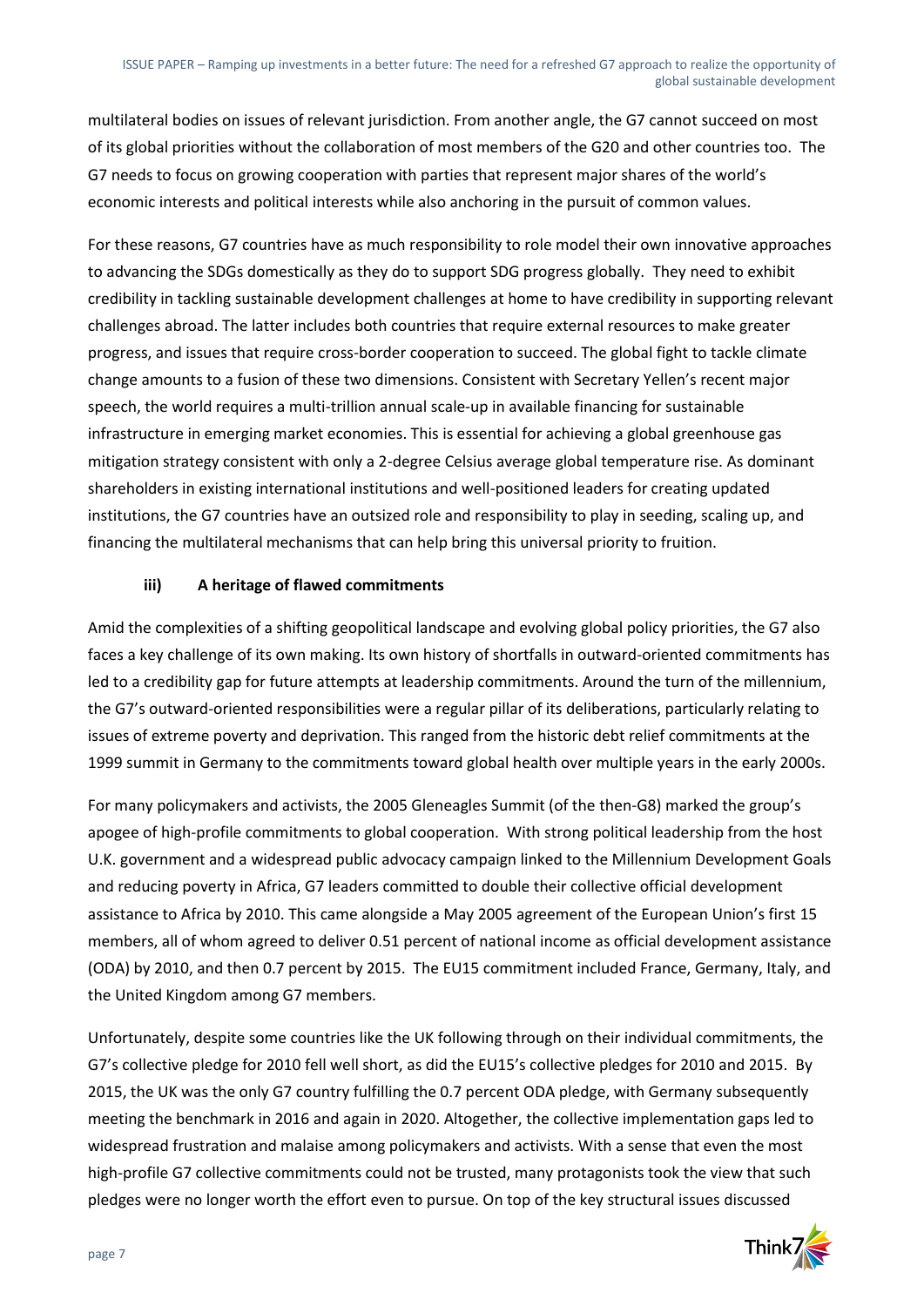multilateral bodies on issues of relevant jurisdiction. From another angle, the G7 cannot succeed on most of its global priorities without the collaboration of most members of the G20 and other countries too. The G7 needs to focus on growing cooperation with parties that represent major shares of the world's economic interests and political interests while also anchoring in the pursuit of common values.

For these reasons, G7 countries have as much responsibility to role model their own innovative approaches to advancing the SDGs domestically as they do to support SDG progress globally. They need to exhibit credibility in tackling sustainable development challenges at home to have credibility in supporting relevant challenges abroad. The latter includes both countries that require external resources to make greater progress, and issues that require cross-border cooperation to succeed. The global fight to tackle climate change amounts to a fusion of these two dimensions. Consistent with Secretary Yellen's recent major speech, the world requires a multi-trillion annual scale-up in available financing for sustainable infrastructure in emerging market economies. This is essential for achieving a global greenhouse gas mitigation strategy consistent with only a 2-degree Celsius average global temperature rise. As dominant shareholders in existing international institutions and well-positioned leaders for creating updated institutions, the G7 countries have an outsized role and responsibility to play in seeding, scaling up, and financing the multilateral mechanisms that can help bring this universal priority to fruition.

### iii) A heritage of flawed commitments

Amid the complexities of a shifting geopolitical landscape and evolving global policy priorities, the G7 also faces a key challenge of its own making. Its own history of shortfalls in outward-oriented commitments has led to a credibility gap for future attempts at leadership commitments. Around the turn of the millennium, the G7's outward-oriented responsibilities were a regular pillar of its deliberations, particularly relating to issues of extreme poverty and deprivation. This ranged from the historic debt relief commitments at the 1999 summit in Germany to the commitments toward global health over multiple years in the early 2000s.

For many policymakers and activists, the 2005 Gleneagles Summit (of the then-G8) marked the group's apogee of high-profile commitments to global cooperation. With strong political leadership from the host U.K. government and a widespread public advocacy campaign linked to the Millennium Development Goals and reducing poverty in Africa, G7 leaders committed to double their collective official development assistance to Africa by 2010. This came alongside a May 2005 agreement of the European Union's first 15 members, all of whom agreed to deliver 0.51 percent of national income as official development assistance (ODA) by 2010, and then 0.7 percent by 2015. The EU15 commitment included France, Germany, Italy, and the United Kingdom among G7 members.

Unfortunately, despite some countries like the UK following through on their individual commitments, the G7's collective pledge for 2010 fell well short, as did the EU15's collective pledges for 2010 and 2015. By 2015, the UK was the only G7 country fulfilling the 0.7 percent ODA pledge, with Germany subsequently meeting the benchmark in 2016 and again in 2020. Altogether, the collective implementation gaps led to widespread frustration and malaise among policymakers and activists. With a sense that even the most high-profile G7 collective commitments could not be trusted, many protagonists took the view that such pledges were no longer worth the effort even to pursue. On top of the key structural issues discussed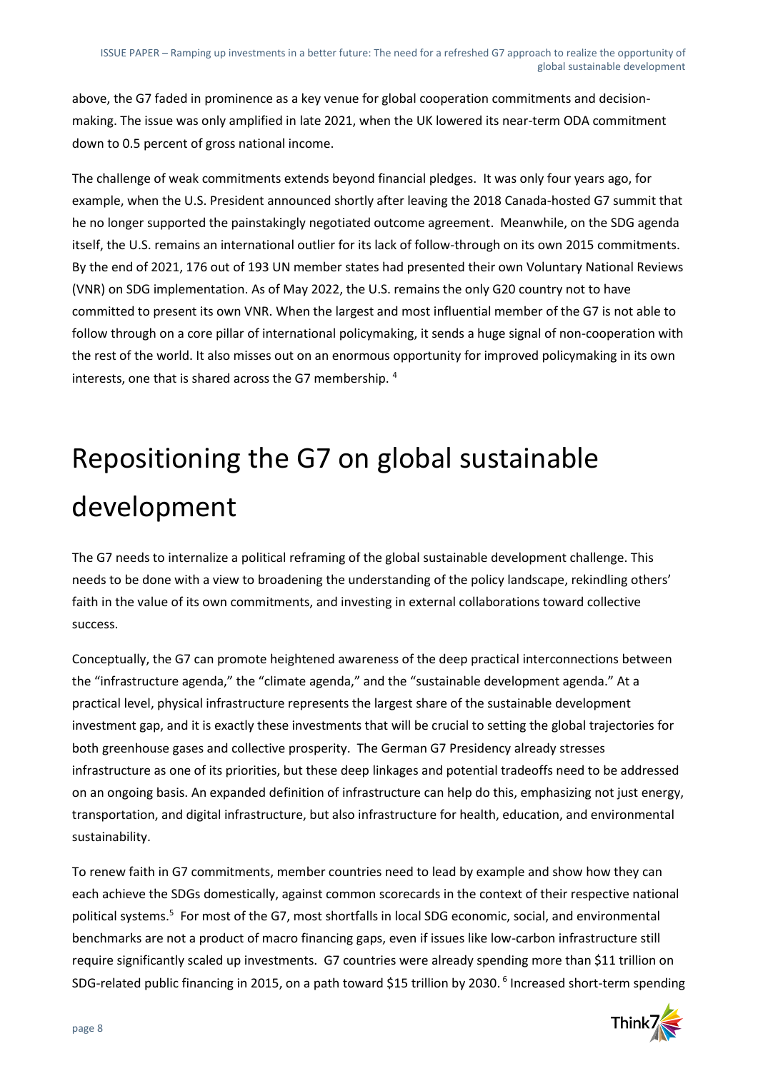above, the G7 faded in prominence as a key venue for global cooperation commitments and decision-making. The issue was only amplified in late 2021, when the UK lowered its near-term ODA commitment down to 0.5 percent of gross national income.

The challenge of weak commitments extends beyond financial pledges. It was only four years ago, for example, when the U.S. President announced shortly after leaving the 2018 Canada-hosted G7 summit that he no longer supported the painstakingly negotiated outcome agreement. Meanwhile, on the SDG agenda itself, the U.S. remains an international outlier for its lack of follow-through on its own 2015 commitments. By the end of 2021, 176 out of 193 UN member states had presented their own Voluntary National Reviews (VNR) on SDG implementation. As of May 2022, the U.S. remains the only G20 country not to have committed to present its own VNR. When the largest and most influential member of the G7 is not able to follow through on a core pillar of international policymaking, it sends a huge signal of non-cooperation with the rest of the world. It also misses out on an enormous opportunity for improved policymaking in its own interests, one that is shared across the G7 membership. [4]

# Repositioning the G7 on global sustainable development

The G7 needs to internalize a political reframing of the global sustainable development challenge. This needs to be done with a view to broadening the understanding of the policy landscape, rekindling others' faith in the value of its own commitments, and investing in external collaborations toward collective success.

Conceptually, the G7 can promote heightened awareness of the deep practical interconnections between the "infrastructure agenda," the "climate agenda," and the "sustainable development agenda." At a practical level, physical infrastructure represents the largest share of the sustainable development investment gap, and it is exactly these investments that will be crucial to setting the global trajectories for both greenhouse gases and collective prosperity. The German G7 Presidency already stresses infrastructure as one of its priorities, but these deep linkages and potential tradeoffs need to be addressed on an ongoing basis. An expanded definition of infrastructure can help do this, emphasizing not just energy, transportation, and digital infrastructure, but also infrastructure for health, education, and environmental sustainability.

To renew faith in G7 commitments, member countries need to lead by example and show how they can each achieve the SDGs domestically, against common scorecards in the context of their respective national political systems.[5] For most of the G7, most shortfalls in local SDG economic, social, and environmental benchmarks are not a product of macro financing gaps, even if issues like low-carbon infrastructure still require significantly scaled up investments. G7 countries were already spending more than \$11 trillion on SDG-related public financing in 2015, on a path toward \$15 trillion by 2030. [6] Increased short-term spending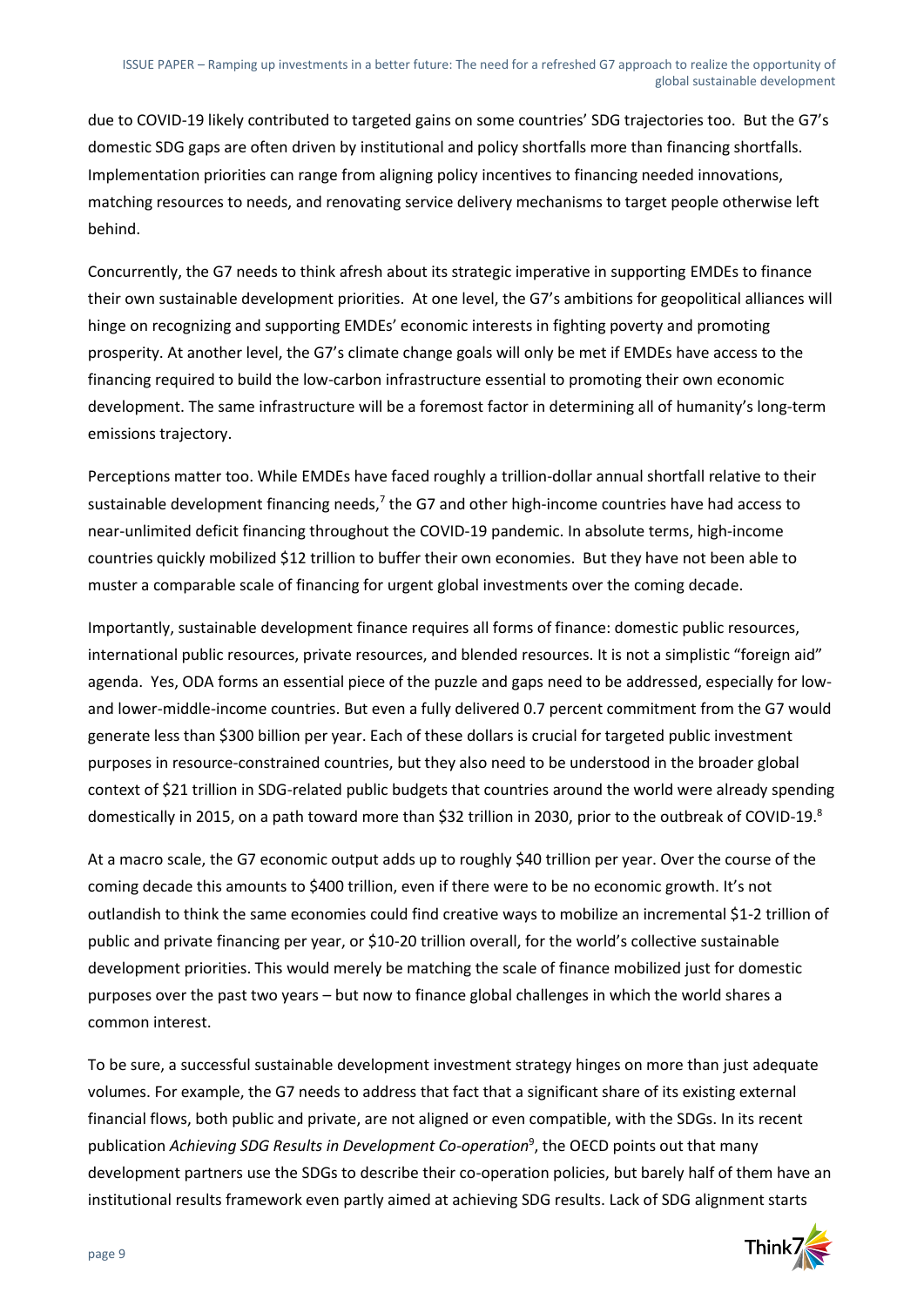due to COVID-19 likely contributed to targeted gains on some countries' SDG trajectories too. But the G7's domestic SDG gaps are often driven by institutional and policy shortfalls more than financing shortfalls. Implementation priorities can range from aligning policy incentives to financing needed innovations, matching resources to needs, and renovating service delivery mechanisms to target people otherwise left behind.

Concurrently, the G7 needs to think afresh about its strategic imperative in supporting EMDEs to finance their own sustainable development priorities. At one level, the G7's ambitions for geopolitical alliances will hinge on recognizing and supporting EMDEs' economic interests in fighting poverty and promoting prosperity. At another level, the G7's climate change goals will only be met if EMDEs have access to the financing required to build the low-carbon infrastructure essential to promoting their own economic development. The same infrastructure will be a foremost factor in determining all of humanity's long-term emissions trajectory.

Perceptions matter too. While EMDEs have faced roughly a trillion-dollar annual shortfall relative to their sustainable development financing needs,[7] the G7 and other high-income countries have had access to near-unlimited deficit financing throughout the COVID-19 pandemic. In absolute terms, high-income countries quickly mobilized $12 trillion to buffer their own economies. But they have not been able to muster a comparable scale of financing for urgent global investments over the coming decade.

Importantly, sustainable development finance requires all forms of finance: domestic public resources, international public resources, private resources, and blended resources. It is not a simplistic "foreign aid" agenda. Yes, ODA forms an essential piece of the puzzle and gaps need to be addressed, especially for low- and lower-middle-income countries. But even a fully delivered 0.7 percent commitment from the G7 would generate less than $300 billion per year. Each of these dollars is crucial for targeted public investment purposes in resource-constrained countries, but they also need to be understood in the broader global context of $21 trillion in SDG-related public budgets that countries around the world were already spending domestically in 2015, on a path toward more than $32 trillion in 2030, prior to the outbreak of COVID-19.[8]

At a macro scale, the G7 economic output adds up to roughly $40 trillion per year. Over the course of the coming decade this amounts to $400 trillion, even if there were to be no economic growth. It's not outlandish to think the same economies could find creative ways to mobilize an incremental $1-2 trillion of public and private financing per year, or $10-20 trillion overall, for the world's collective sustainable development priorities. This would merely be matching the scale of finance mobilized just for domestic purposes over the past two years – but now to finance global challenges in which the world shares a common interest.

To be sure, a successful sustainable development investment strategy hinges on more than just adequate volumes. For example, the G7 needs to address that fact that a significant share of its existing external financial flows, both public and private, are not aligned or even compatible, with the SDGs. In its recent publication *Achieving SDG Results in Development Co-operation*[9], the OECD points out that many development partners use the SDGs to describe their co-operation policies, but barely half of them have an institutional results framework even partly aimed at achieving SDG results. Lack of SDG alignment starts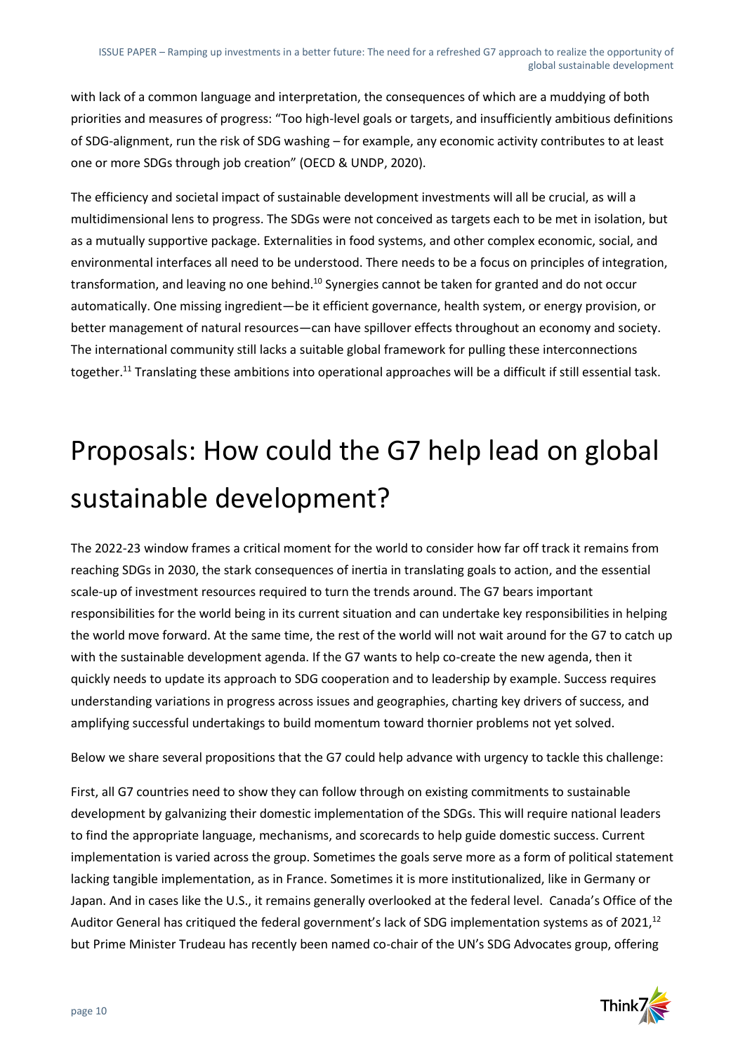with lack of a common language and interpretation, the consequences of which are a muddying of both priorities and measures of progress: "Too high-level goals or targets, and insufficiently ambitious definitions of SDG-alignment, run the risk of SDG washing – for example, any economic activity contributes to at least one or more SDGs through job creation" (OECD & UNDP, 2020).

The efficiency and societal impact of sustainable development investments will all be crucial, as will a multidimensional lens to progress. The SDGs were not conceived as targets each to be met in isolation, but as a mutually supportive package. Externalities in food systems, and other complex economic, social, and environmental interfaces all need to be understood. There needs to be a focus on principles of integration, transformation, and leaving no one behind.[10] Synergies cannot be taken for granted and do not occur automatically. One missing ingredient—be it efficient governance, health system, or energy provision, or better management of natural resources—can have spillover effects throughout an economy and society. The international community still lacks a suitable global framework for pulling these interconnections together.[11] Translating these ambitions into operational approaches will be a difficult if still essential task.

# Proposals: How could the G7 help lead on global sustainable development?

The 2022-23 window frames a critical moment for the world to consider how far off track it remains from reaching SDGs in 2030, the stark consequences of inertia in translating goals to action, and the essential scale-up of investment resources required to turn the trends around. The G7 bears important responsibilities for the world being in its current situation and can undertake key responsibilities in helping the world move forward. At the same time, the rest of the world will not wait around for the G7 to catch up with the sustainable development agenda. If the G7 wants to help co-create the new agenda, then it quickly needs to update its approach to SDG cooperation and to leadership by example. Success requires understanding variations in progress across issues and geographies, charting key drivers of success, and amplifying successful undertakings to build momentum toward thornier problems not yet solved.

Below we share several propositions that the G7 could help advance with urgency to tackle this challenge:

First, all G7 countries need to show they can follow through on existing commitments to sustainable development by galvanizing their domestic implementation of the SDGs. This will require national leaders to find the appropriate language, mechanisms, and scorecards to help guide domestic success. Current implementation is varied across the group. Sometimes the goals serve more as a form of political statement lacking tangible implementation, as in France. Sometimes it is more institutionalized, like in Germany or Japan. And in cases like the U.S., it remains generally overlooked at the federal level. Canada's Office of the Auditor General has critiqued the federal government's lack of SDG implementation systems as of 2021,[12] but Prime Minister Trudeau has recently been named co-chair of the UN's SDG Advocates group, offering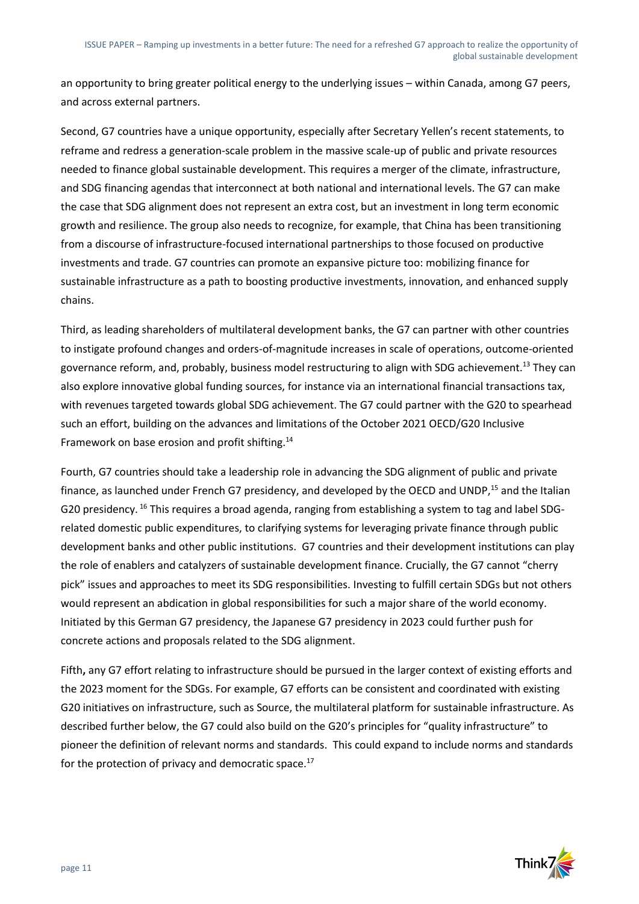an opportunity to bring greater political energy to the underlying issues – within Canada, among G7 peers, and across external partners.

Second, G7 countries have a unique opportunity, especially after Secretary Yellen's recent statements, to reframe and redress a generation-scale problem in the massive scale-up of public and private resources needed to finance global sustainable development. This requires a merger of the climate, infrastructure, and SDG financing agendas that interconnect at both national and international levels. The G7 can make the case that SDG alignment does not represent an extra cost, but an investment in long term economic growth and resilience. The group also needs to recognize, for example, that China has been transitioning from a discourse of infrastructure-focused international partnerships to those focused on productive investments and trade. G7 countries can promote an expansive picture too: mobilizing finance for sustainable infrastructure as a path to boosting productive investments, innovation, and enhanced supply chains.

Third, as leading shareholders of multilateral development banks, the G7 can partner with other countries to instigate profound changes and orders-of-magnitude increases in scale of operations, outcome-oriented governance reform, and, probably, business model restructuring to align with SDG achievement.[13] They can also explore innovative global funding sources, for instance via an international financial transactions tax, with revenues targeted towards global SDG achievement. The G7 could partner with the G20 to spearhead such an effort, building on the advances and limitations of the October 2021 OECD/G20 Inclusive Framework on base erosion and profit shifting.[14]

Fourth, G7 countries should take a leadership role in advancing the SDG alignment of public and private finance, as launched under French G7 presidency, and developed by the OECD and UNDP,[15] and the Italian G20 presidency.[16] This requires a broad agenda, ranging from establishing a system to tag and label SDG-related domestic public expenditures, to clarifying systems for leveraging private finance through public development banks and other public institutions. G7 countries and their development institutions can play the role of enablers and catalyzers of sustainable development finance. Crucially, the G7 cannot "cherry pick" issues and approaches to meet its SDG responsibilities. Investing to fulfill certain SDGs but not others would represent an abdication in global responsibilities for such a major share of the world economy. Initiated by this German G7 presidency, the Japanese G7 presidency in 2023 could further push for concrete actions and proposals related to the SDG alignment.

Fifth**,** any G7 effort relating to infrastructure should be pursued in the larger context of existing efforts and the 2023 moment for the SDGs. For example, G7 efforts can be consistent and coordinated with existing G20 initiatives on infrastructure, such as Source, the multilateral platform for sustainable infrastructure. As described further below, the G7 could also build on the G20's principles for "quality infrastructure" to pioneer the definition of relevant norms and standards. This could expand to include norms and standards for the protection of privacy and democratic space.[17]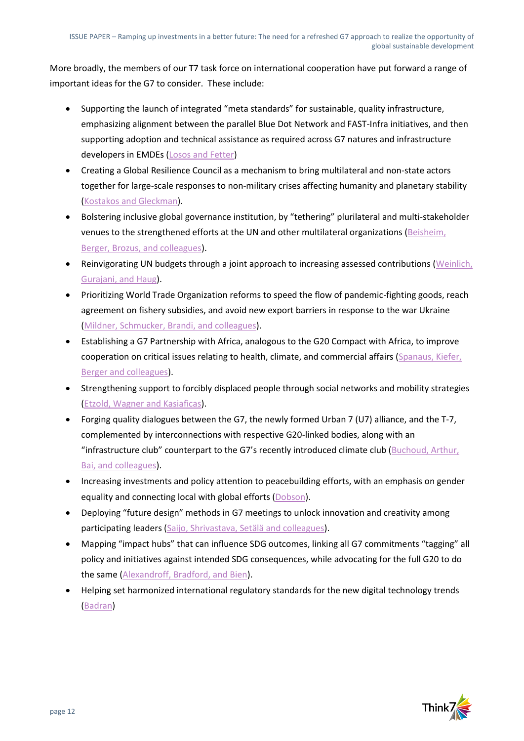More broadly, the members of our T7 task force on international cooperation have put forward a range of important ideas for the G7 to consider. These include:

- Supporting the launch of integrated "meta standards" for sustainable, quality infrastructure, emphasizing alignment between the parallel Blue Dot Network and FAST-Infra initiatives, and then supporting adoption and technical assistance as required across G7 natures and infrastructure developers in EMDEs (Losos and Fetter)
- Creating a Global Resilience Council as a mechanism to bring multilateral and non-state actors together for large-scale responses to non-military crises affecting humanity and planetary stability (Kostakos and Gleckman).
- Bolstering inclusive global governance institution, by "tethering" plurilateral and multi-stakeholder venues to the strengthened efforts at the UN and other multilateral organizations (Beisheim, Berger, Brozus, and colleagues).
- Reinvigorating UN budgets through a joint approach to increasing assessed contributions (Weinlich, Gurajani, and Haug).
- Prioritizing World Trade Organization reforms to speed the flow of pandemic-fighting goods, reach agreement on fishery subsidies, and avoid new export barriers in response to the war Ukraine (Mildner, Schmucker, Brandi, and colleagues).
- Establishing a G7 Partnership with Africa, analogous to the G20 Compact with Africa, to improve cooperation on critical issues relating to health, climate, and commercial affairs (Spanaus, Kiefer, Berger and colleagues).
- Strengthening support to forcibly displaced people through social networks and mobility strategies (Etzold, Wagner and Kasiaficas).
- Forging quality dialogues between the G7, the newly formed Urban 7 (U7) alliance, and the T-7, complemented by interconnections with respective G20-linked bodies, along with an "infrastructure club" counterpart to the G7's recently introduced climate club (Buchoud, Arthur, Bai, and colleagues).
- Increasing investments and policy attention to peacebuilding efforts, with an emphasis on gender equality and connecting local with global efforts (Dobson).
- Deploying "future design" methods in G7 meetings to unlock innovation and creativity among participating leaders (Saijo, Shrivastava, Setälä and colleagues).
- Mapping "impact hubs" that can influence SDG outcomes, linking all G7 commitments "tagging" all policy and initiatives against intended SDG consequences, while advocating for the full G20 to do the same (Alexandroff, Bradford, and Bien).
- Helping set harmonized international regulatory standards for the new digital technology trends (Badran)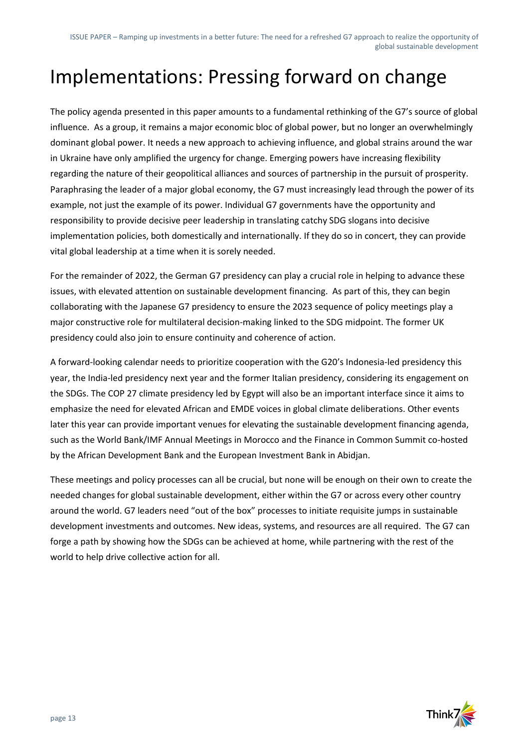# Implementations: Pressing forward on change

The policy agenda presented in this paper amounts to a fundamental rethinking of the G7's source of global influence. As a group, it remains a major economic bloc of global power, but no longer an overwhelmingly dominant global power. It needs a new approach to achieving influence, and global strains around the war in Ukraine have only amplified the urgency for change. Emerging powers have increasing flexibility regarding the nature of their geopolitical alliances and sources of partnership in the pursuit of prosperity. Paraphrasing the leader of a major global economy, the G7 must increasingly lead through the power of its example, not just the example of its power. Individual G7 governments have the opportunity and responsibility to provide decisive peer leadership in translating catchy SDG slogans into decisive implementation policies, both domestically and internationally. If they do so in concert, they can provide vital global leadership at a time when it is sorely needed.

For the remainder of 2022, the German G7 presidency can play a crucial role in helping to advance these issues, with elevated attention on sustainable development financing. As part of this, they can begin collaborating with the Japanese G7 presidency to ensure the 2023 sequence of policy meetings play a major constructive role for multilateral decision-making linked to the SDG midpoint. The former UK presidency could also join to ensure continuity and coherence of action.

A forward-looking calendar needs to prioritize cooperation with the G20's Indonesia-led presidency this year, the India-led presidency next year and the former Italian presidency, considering its engagement on the SDGs. The COP 27 climate presidency led by Egypt will also be an important interface since it aims to emphasize the need for elevated African and EMDE voices in global climate deliberations. Other events later this year can provide important venues for elevating the sustainable development financing agenda, such as the World Bank/IMF Annual Meetings in Morocco and the Finance in Common Summit co-hosted by the African Development Bank and the European Investment Bank in Abidjan.

These meetings and policy processes can all be crucial, but none will be enough on their own to create the needed changes for global sustainable development, either within the G7 or across every other country around the world. G7 leaders need "out of the box" processes to initiate requisite jumps in sustainable development investments and outcomes. New ideas, systems, and resources are all required. The G7 can forge a path by showing how the SDGs can be achieved at home, while partnering with the rest of the world to help drive collective action for all.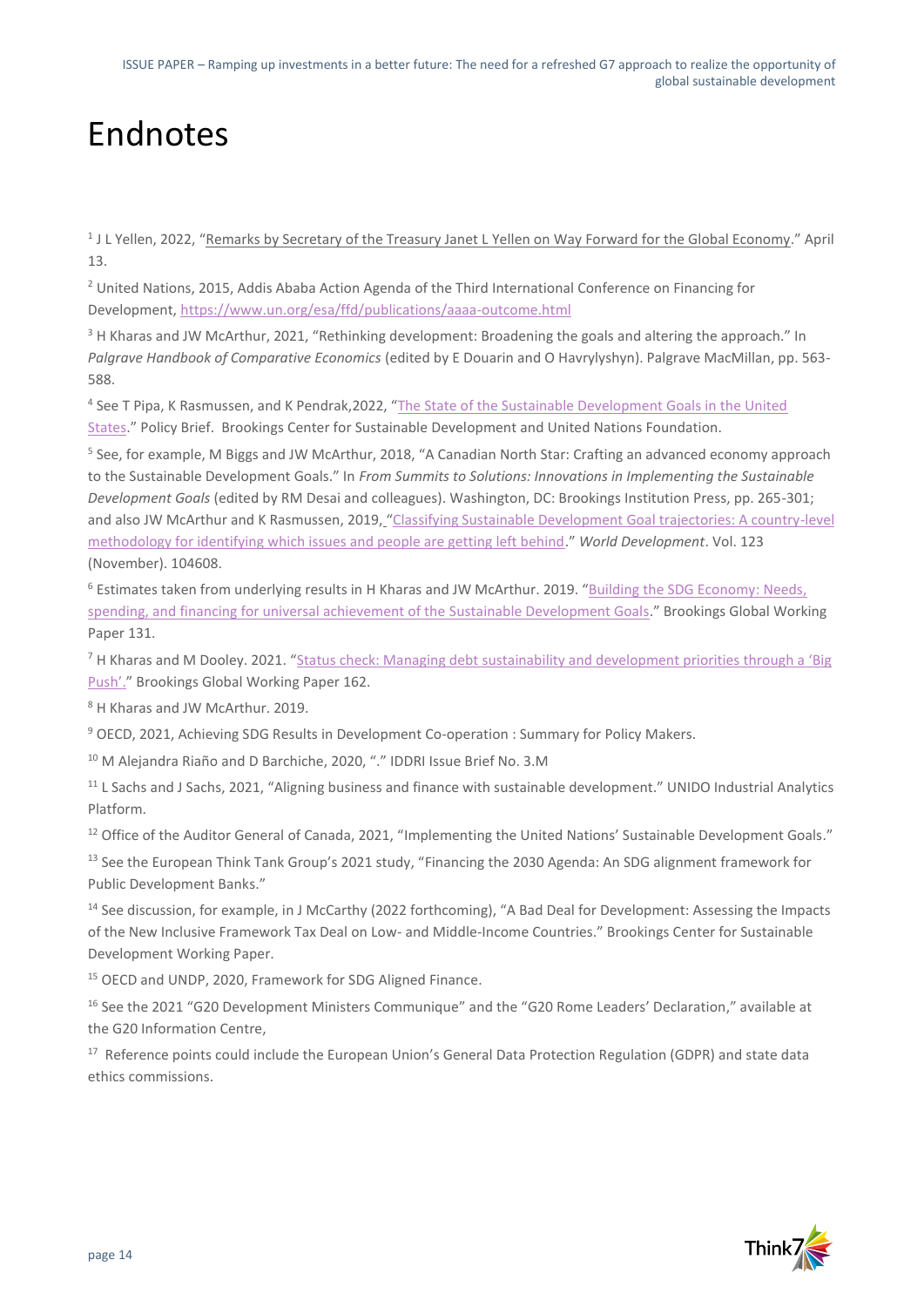# Endnotes

[1] J L Yellen, 2022, "Remarks by Secretary of the Treasury Janet L Yellen on Way Forward for the Global Economy." April 13.

[2] United Nations, 2015, Addis Ababa Action Agenda of the Third International Conference on Financing for Development, https://www.un.org/esa/ffd/publications/aaaa-outcome.html

[3] H Kharas and JW McArthur, 2021, "Rethinking development: Broadening the goals and altering the approach." In *Palgrave Handbook of Comparative Economics* (edited by E Douarin and O Havrylyshyn). Palgrave MacMillan, pp. 563-588.

[4] See T Pipa, K Rasmussen, and K Pendrak,2022, "The State of the Sustainable Development Goals in the United States." Policy Brief. Brookings Center for Sustainable Development and United Nations Foundation.

[5] See, for example, M Biggs and JW McArthur, 2018, "A Canadian North Star: Crafting an advanced economy approach to the Sustainable Development Goals." In *From Summits to Solutions: Innovations in Implementing the Sustainable Development Goals* (edited by RM Desai and colleagues). Washington, DC: Brookings Institution Press, pp. 265-301; and also JW McArthur and K Rasmussen, 2019, "Classifying Sustainable Development Goal trajectories: A country-level methodology for identifying which issues and people are getting left behind." *World Development*. Vol. 123 (November). 104608.

[6] Estimates taken from underlying results in H Kharas and JW McArthur. 2019. "Building the SDG Economy: Needs, spending, and financing for universal achievement of the Sustainable Development Goals." Brookings Global Working Paper 131.

[7] H Kharas and M Dooley. 2021. "Status check: Managing debt sustainability and development priorities through a 'Big Push'." Brookings Global Working Paper 162.

[8] H Kharas and JW McArthur. 2019.

[9] OECD, 2021, Achieving SDG Results in Development Co-operation : Summary for Policy Makers.

[10] M Alejandra Riaño and D Barchiche, 2020, "." IDDRI Issue Brief No. 3.M

[11] L Sachs and J Sachs, 2021, "Aligning business and finance with sustainable development." UNIDO Industrial Analytics Platform.

[12] Office of the Auditor General of Canada, 2021, "Implementing the United Nations' Sustainable Development Goals."

[13] See the European Think Tank Group's 2021 study, "Financing the 2030 Agenda: An SDG alignment framework for Public Development Banks."

[14] See discussion, for example, in J McCarthy (2022 forthcoming), "A Bad Deal for Development: Assessing the Impacts of the New Inclusive Framework Tax Deal on Low- and Middle-Income Countries." Brookings Center for Sustainable Development Working Paper.

[15] OECD and UNDP, 2020, Framework for SDG Aligned Finance.

[16] See the 2021 "G20 Development Ministers Communique" and the "G20 Rome Leaders' Declaration," available at the G20 Information Centre,

[17] Reference points could include the European Union's General Data Protection Regulation (GDPR) and state data ethics commissions.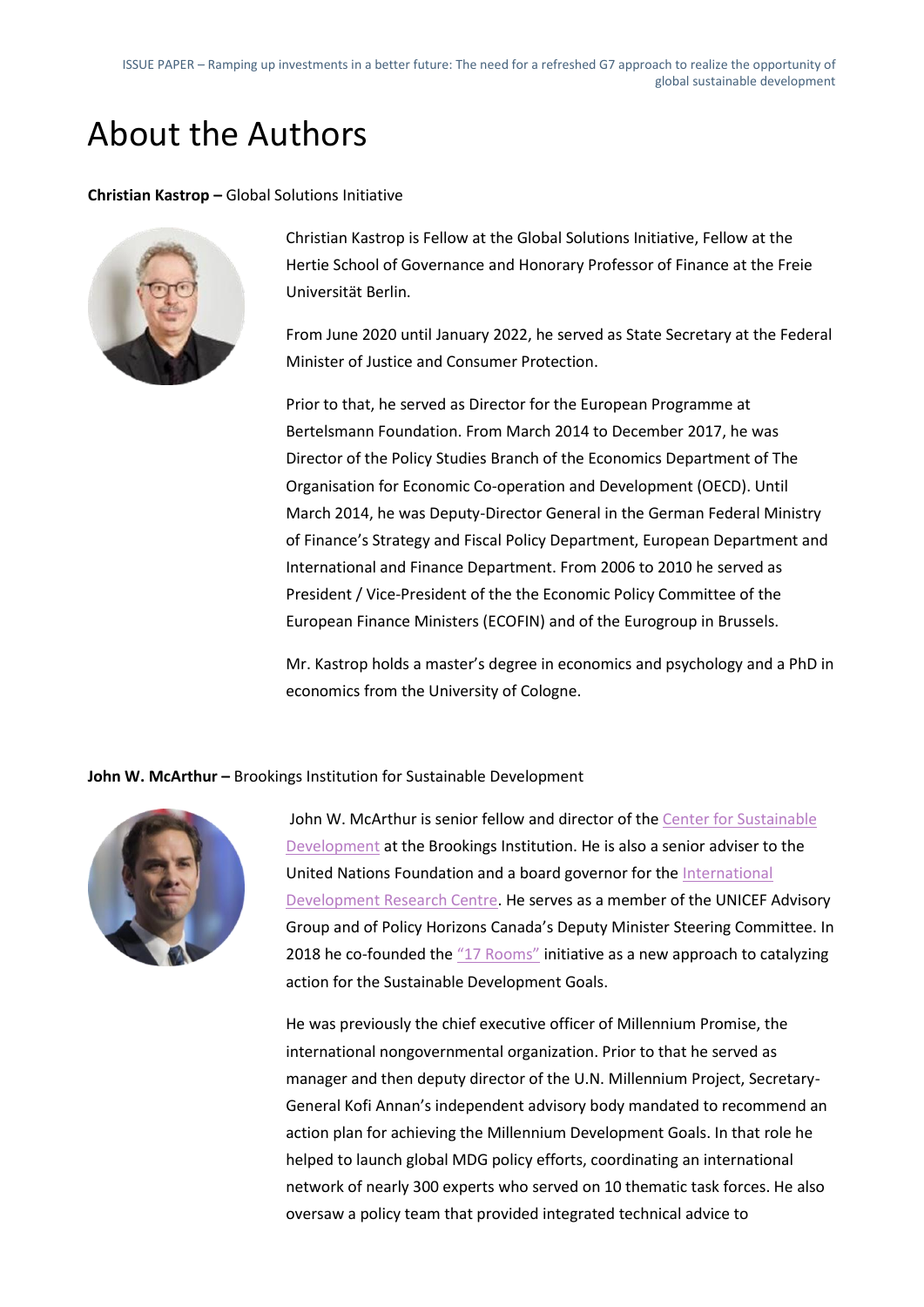# About the Authors

**Christian Kastrop –** Global Solutions Initiative

Christian Kastrop is Fellow at the Global Solutions Initiative, Fellow at the Hertie School of Governance and Honorary Professor of Finance at the Freie Universität Berlin.

From June 2020 until January 2022, he served as State Secretary at the Federal Minister of Justice and Consumer Protection.

Prior to that, he served as Director for the European Programme at Bertelsmann Foundation. From March 2014 to December 2017, he was Director of the Policy Studies Branch of the Economics Department of The Organisation for Economic Co-operation and Development (OECD). Until March 2014, he was Deputy-Director General in the German Federal Ministry of Finance's Strategy and Fiscal Policy Department, European Department and International and Finance Department. From 2006 to 2010 he served as President / Vice-President of the the Economic Policy Committee of the European Finance Ministers (ECOFIN) and of the Eurogroup in Brussels.

Mr. Kastrop holds a master's degree in economics and psychology and a PhD in economics from the University of Cologne.

**John W. McArthur –** Brookings Institution for Sustainable Development

John W. McArthur is senior fellow and director of the Center for Sustainable Development at the Brookings Institution. He is also a senior adviser to the United Nations Foundation and a board governor for the International Development Research Centre. He serves as a member of the UNICEF Advisory Group and of Policy Horizons Canada's Deputy Minister Steering Committee. In 2018 he co-founded the "17 Rooms" initiative as a new approach to catalyzing action for the Sustainable Development Goals.

He was previously the chief executive officer of Millennium Promise, the international nongovernmental organization. Prior to that he served as manager and then deputy director of the U.N. Millennium Project, Secretary-General Kofi Annan's independent advisory body mandated to recommend an action plan for achieving the Millennium Development Goals. In that role he helped to launch global MDG policy efforts, coordinating an international network of nearly 300 experts who served on 10 thematic task forces. He also oversaw a policy team that provided integrated technical advice to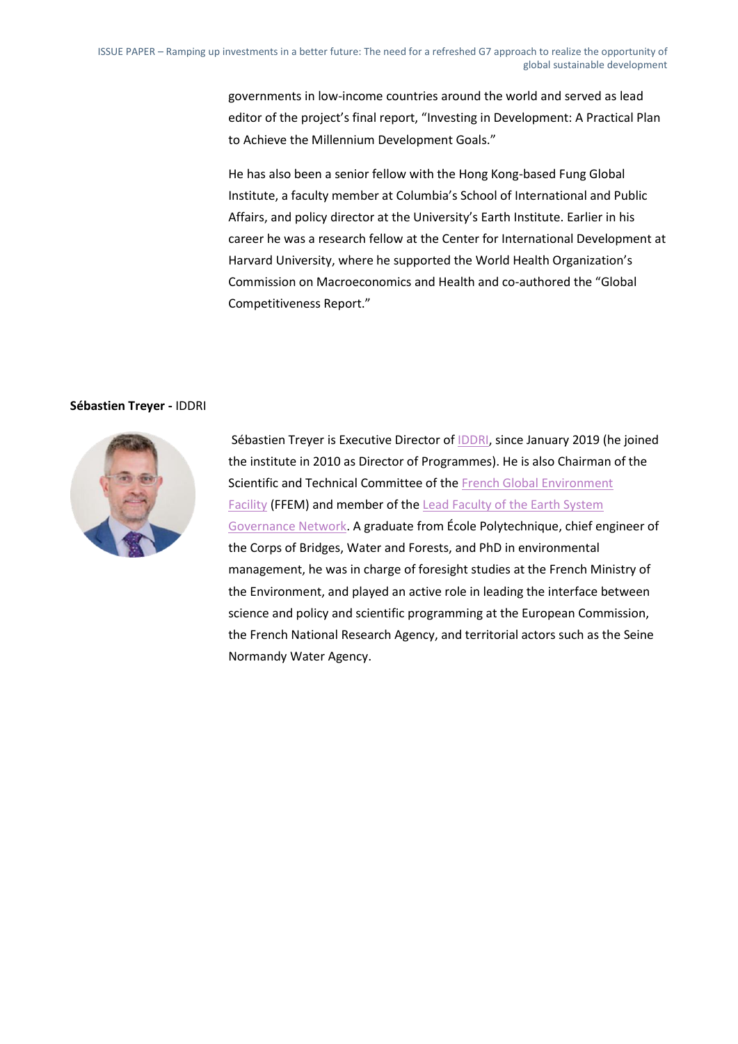governments in low-income countries around the world and served as lead editor of the project's final report, "Investing in Development: A Practical Plan to Achieve the Millennium Development Goals."

He has also been a senior fellow with the Hong Kong-based Fung Global Institute, a faculty member at Columbia's School of International and Public Affairs, and policy director at the University's Earth Institute. Earlier in his career he was a research fellow at the Center for International Development at Harvard University, where he supported the World Health Organization's Commission on Macroeconomics and Health and co-authored the "Global Competitiveness Report."

**Sébastien Treyer -** IDDRI

Sébastien Treyer is Executive Director of IDDRI, since January 2019 (he joined the institute in 2010 as Director of Programmes). He is also Chairman of the Scientific and Technical Committee of the French Global Environment Facility (FFEM) and member of the Lead Faculty of the Earth System Governance Network. A graduate from École Polytechnique, chief engineer of the Corps of Bridges, Water and Forests, and PhD in environmental management, he was in charge of foresight studies at the French Ministry of the Environment, and played an active role in leading the interface between science and policy and scientific programming at the European Commission, the French National Research Agency, and territorial actors such as the Seine Normandy Water Agency.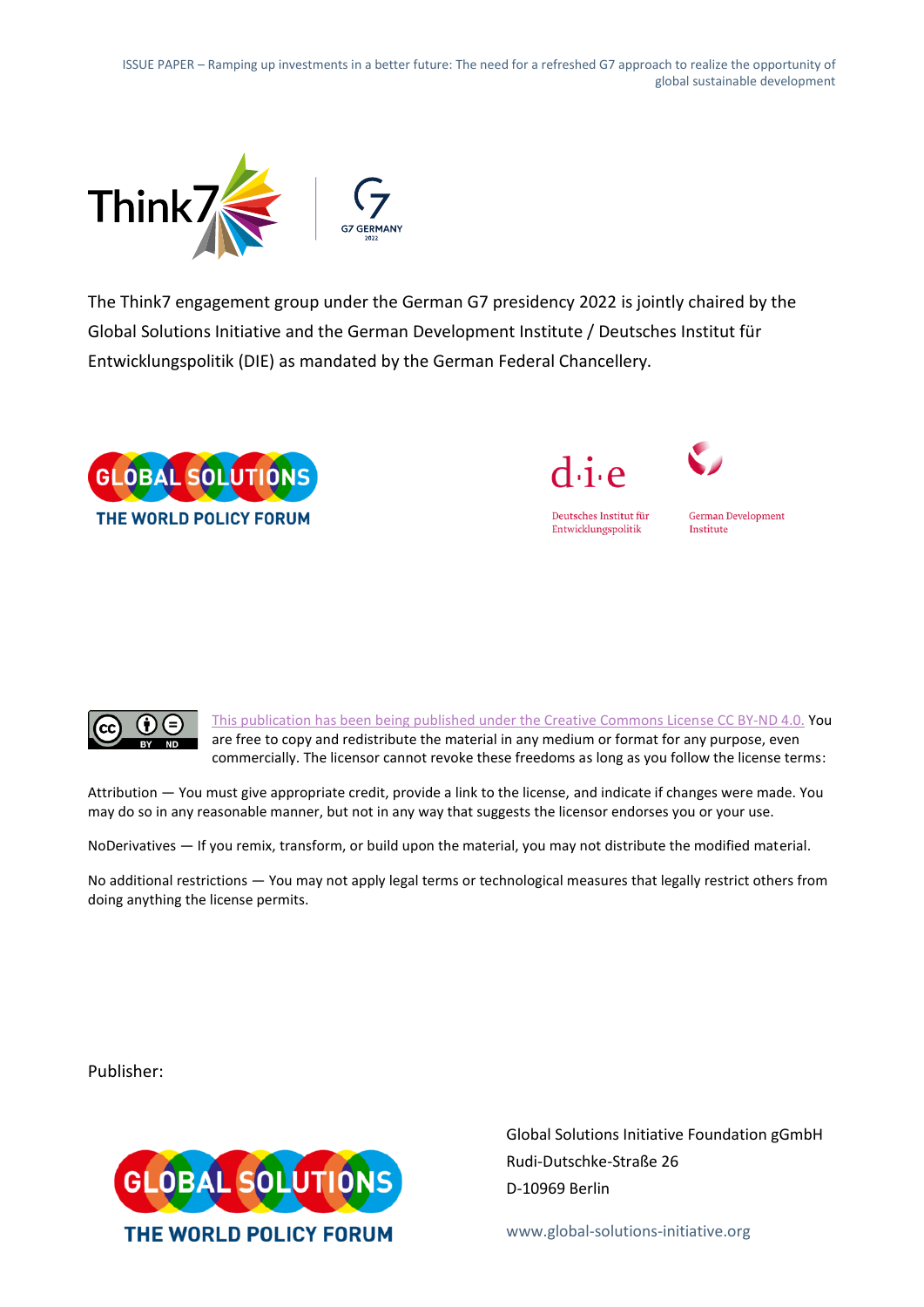The Think7 engagement group under the German G7 presidency 2022 is jointly chaired by the Global Solutions Initiative and the German Development Institute / Deutsches Institut für Entwicklungspolitik (DIE) as mandated by the German Federal Chancellery.

GLOBAL SOLUTIONS
THE WORLD POLICY FORUM

d·i·e
Deutsches Institut für Entwicklungspolitik
German Development Institute

This publication has been being published under the Creative Commons License CC BY-ND 4.0. You are free to copy and redistribute the material in any medium or format for any purpose, even commercially. The licensor cannot revoke these freedoms as long as you follow the license terms:

Attribution — You must give appropriate credit, provide a link to the license, and indicate if changes were made. You may do so in any reasonable manner, but not in any way that suggests the licensor endorses you or your use.

NoDerivatives — If you remix, transform, or build upon the material, you may not distribute the modified material.

No additional restrictions — You may not apply legal terms or technological measures that legally restrict others from doing anything the license permits.

Publisher:

GLOBAL SOLUTIONS
THE WORLD POLICY FORUM

Global Solutions Initiative Foundation gGmbH
Rudi-Dutschke-Straße 26
D-10969 Berlin

www.global-solutions-initiative.org